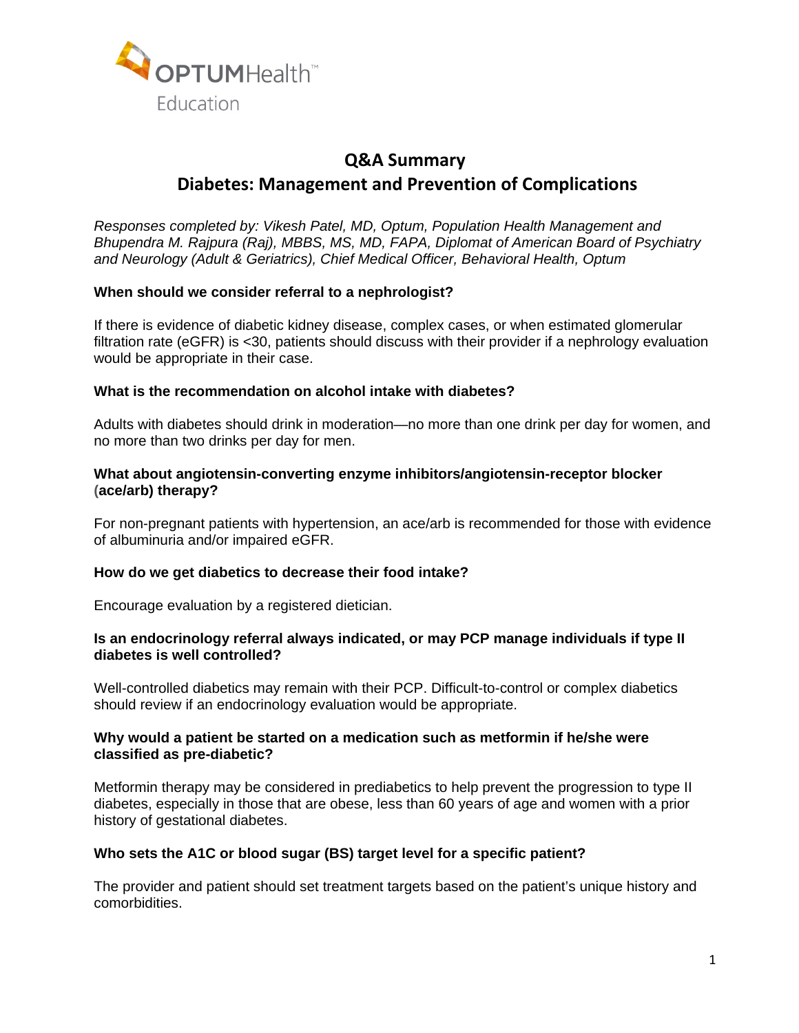OPTUMHealth™ Education

# Q&A Summary

## Diabetes: Management and Prevention of Complications

*Responses completed by: Vikesh Patel, MD, Optum, Population Health Management and Bhupendra M. Rajpura (Raj), MBBS, MS, MD, FAPA, Diplomat of American Board of Psychiatry and Neurology (Adult & Geriatrics), Chief Medical Officer, Behavioral Health, Optum*

**When should we consider referral to a nephrologist?**

If there is evidence of diabetic kidney disease, complex cases, or when estimated glomerular filtration rate (eGFR) is <30, patients should discuss with their provider if a nephrology evaluation would be appropriate in their case.

**What is the recommendation on alcohol intake with diabetes?**

Adults with diabetes should drink in moderation—no more than one drink per day for women, and no more than two drinks per day for men.

**What about angiotensin-converting enzyme inhibitors/angiotensin-receptor blocker (ace/arb) therapy?**

For non-pregnant patients with hypertension, an ace/arb is recommended for those with evidence of albuminuria and/or impaired eGFR.

**How do we get diabetics to decrease their food intake?**

Encourage evaluation by a registered dietician.

**Is an endocrinology referral always indicated, or may PCP manage individuals if type II diabetes is well controlled?**

Well-controlled diabetics may remain with their PCP. Difficult-to-control or complex diabetics should review if an endocrinology evaluation would be appropriate.

**Why would a patient be started on a medication such as metformin if he/she were classified as pre-diabetic?**

Metformin therapy may be considered in prediabetics to help prevent the progression to type II diabetes, especially in those that are obese, less than 60 years of age and women with a prior history of gestational diabetes.

**Who sets the A1C or blood sugar (BS) target level for a specific patient?**

The provider and patient should set treatment targets based on the patient's unique history and comorbidities.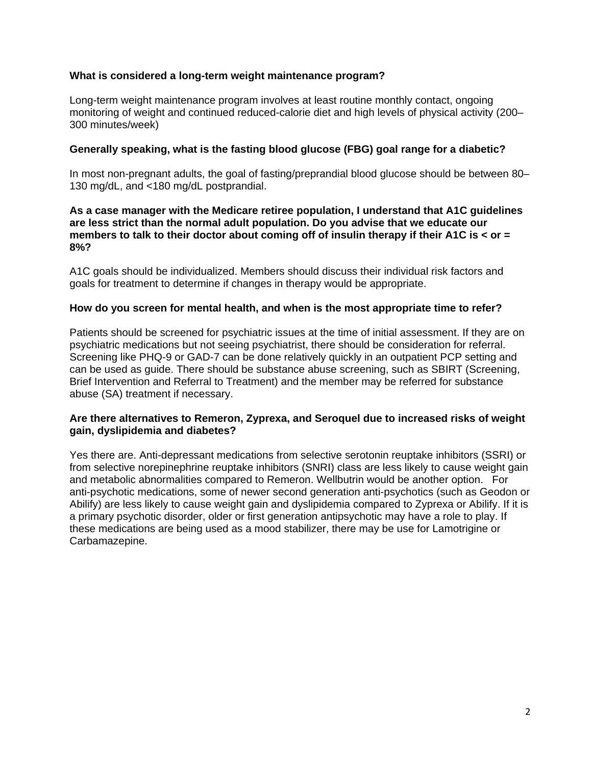**What is considered a long-term weight maintenance program?**

Long-term weight maintenance program involves at least routine monthly contact, ongoing monitoring of weight and continued reduced-calorie diet and high levels of physical activity (200–300 minutes/week)

**Generally speaking, what is the fasting blood glucose (FBG) goal range for a diabetic?**

In most non-pregnant adults, the goal of fasting/preprandial blood glucose should be between 80–130 mg/dL, and <180 mg/dL postprandial.

**As a case manager with the Medicare retiree population, I understand that A1C guidelines are less strict than the normal adult population. Do you advise that we educate our members to talk to their doctor about coming off of insulin therapy if their A1C is < or = 8%?**

A1C goals should be individualized. Members should discuss their individual risk factors and goals for treatment to determine if changes in therapy would be appropriate.

**How do you screen for mental health, and when is the most appropriate time to refer?**

Patients should be screened for psychiatric issues at the time of initial assessment. If they are on psychiatric medications but not seeing psychiatrist, there should be consideration for referral. Screening like PHQ-9 or GAD-7 can be done relatively quickly in an outpatient PCP setting and can be used as guide. There should be substance abuse screening, such as SBIRT (Screening, Brief Intervention and Referral to Treatment) and the member may be referred for substance abuse (SA) treatment if necessary.

**Are there alternatives to Remeron, Zyprexa, and Seroquel due to increased risks of weight gain, dyslipidemia and diabetes?**

Yes there are. Anti-depressant medications from selective serotonin reuptake inhibitors (SSRI) or from selective norepinephrine reuptake inhibitors (SNRI) class are less likely to cause weight gain and metabolic abnormalities compared to Remeron. Wellbutrin would be another option. For anti-psychotic medications, some of newer second generation anti-psychotics (such as Geodon or Abilify) are less likely to cause weight gain and dyslipidemia compared to Zyprexa or Abilify. If it is a primary psychotic disorder, older or first generation antipsychotic may have a role to play. If these medications are being used as a mood stabilizer, there may be use for Lamotrigine or Carbamazepine.